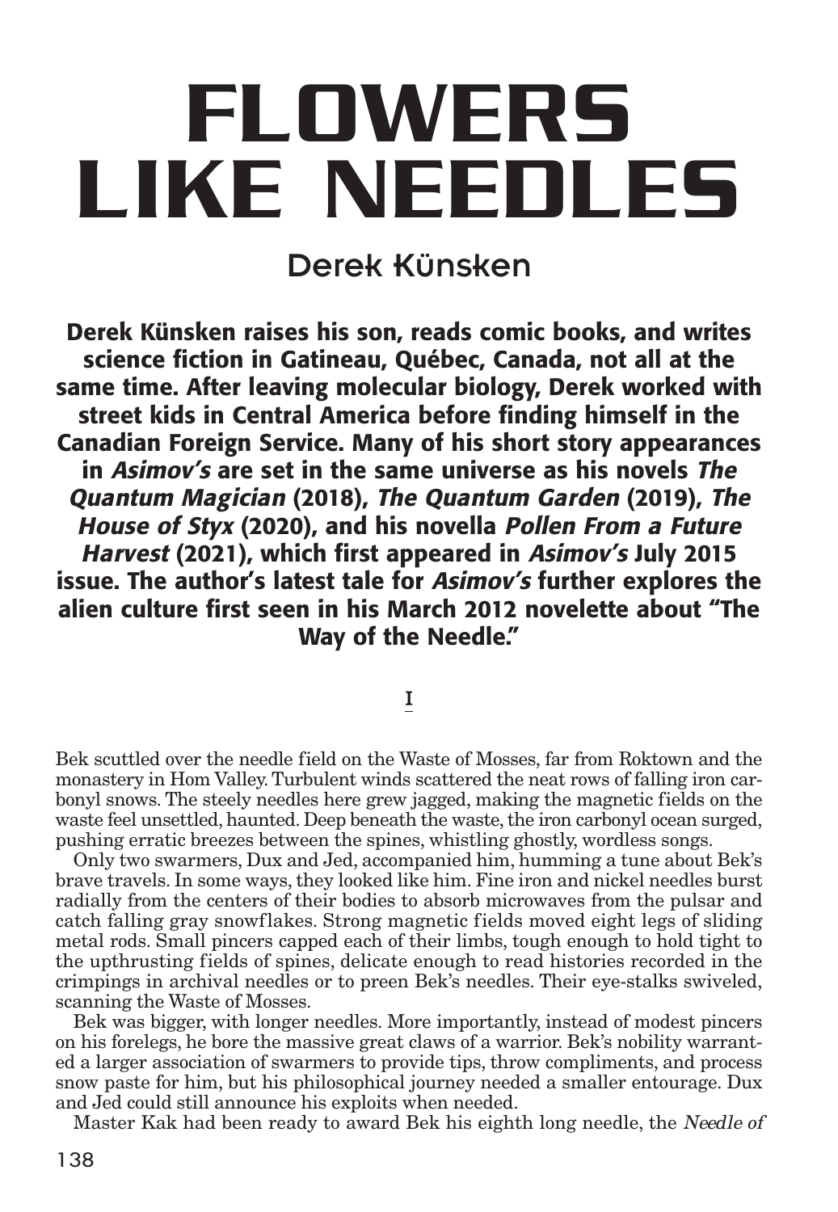# FLOWERS LIKE NEEDLES

## Derek Künsken

**Derek Künsken raises his son, reads comic books, and writes science fiction in Gatineau, Québec, Canada, not all at the same time. After leaving molecular biology, Derek worked with street kids in Central America before finding himself in the Canadian Foreign Service. Many of his short story appearances in *Asimov's* are set in the same universe as his novels *The Quantum Magician* (2018), *The Quantum Garden* (2019), *The House of Styx* (2020), and his novella *Pollen From a Future Harvest* (2021), which first appeared in *Asimov's* July 2015 issue. The author's latest tale for *Asimov's* further explores the alien culture first seen in his March 2012 novelette about "The Way of the Needle."**

### I

Bek scuttled over the needle field on the Waste of Mosses, far from Roktown and the monastery in Hom Valley. Turbulent winds scattered the neat rows of falling iron carbonyl snows. The steely needles here grew jagged, making the magnetic fields on the waste feel unsettled, haunted. Deep beneath the waste, the iron carbonyl ocean surged, pushing erratic breezes between the spines, whistling ghostly, wordless songs.

Only two swarmers, Dux and Jed, accompanied him, humming a tune about Bek's brave travels. In some ways, they looked like him. Fine iron and nickel needles burst radially from the centers of their bodies to absorb microwaves from the pulsar and catch falling gray snowflakes. Strong magnetic fields moved eight legs of sliding metal rods. Small pincers capped each of their limbs, tough enough to hold tight to the upthrusting fields of spines, delicate enough to read histories recorded in the crimpings in archival needles or to preen Bek's needles. Their eye-stalks swiveled, scanning the Waste of Mosses.

Bek was bigger, with longer needles. More importantly, instead of modest pincers on his forelegs, he bore the massive great claws of a warrior. Bek's nobility warranted a larger association of swarmers to provide tips, throw compliments, and process snow paste for him, but his philosophical journey needed a smaller entourage. Dux and Jed could still announce his exploits when needed.

Master Kak had been ready to award Bek his eighth long needle, the *Needle of*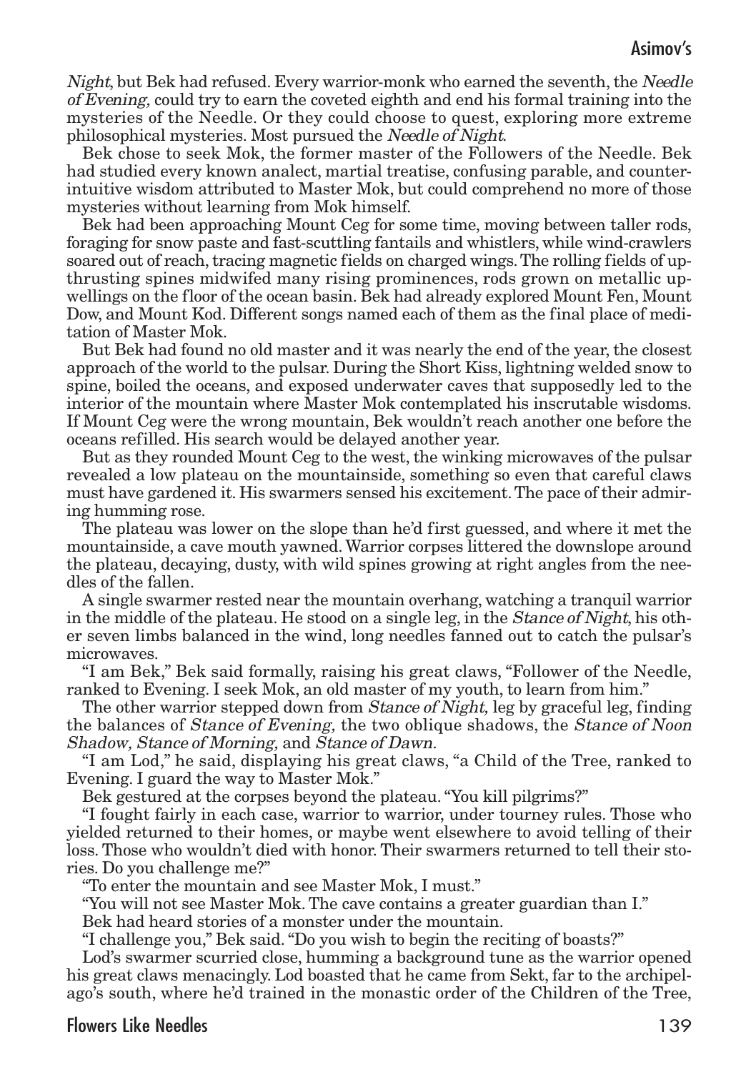*Night*, but Bek had refused. Every warrior-monk who earned the seventh, the *Needle of Evening,* could try to earn the coveted eighth and end his formal training into the mysteries of the Needle. Or they could choose to quest, exploring more extreme philosophical mysteries. Most pursued the *Needle of Night*.

Bek chose to seek Mok, the former master of the Followers of the Needle. Bek had studied every known analect, martial treatise, confusing parable, and counter-intuitive wisdom attributed to Master Mok, but could comprehend no more of those mysteries without learning from Mok himself.

Bek had been approaching Mount Ceg for some time, moving between taller rods, foraging for snow paste and fast-scuttling fantails and whistlers, while wind-crawlers soared out of reach, tracing magnetic fields on charged wings. The rolling fields of up-thrusting spines midwifed many rising prominences, rods grown on metallic up-wellings on the floor of the ocean basin. Bek had already explored Mount Fen, Mount Dow, and Mount Kod. Different songs named each of them as the final place of meditation of Master Mok.

But Bek had found no old master and it was nearly the end of the year, the closest approach of the world to the pulsar. During the Short Kiss, lightning welded snow to spine, boiled the oceans, and exposed underwater caves that supposedly led to the interior of the mountain where Master Mok contemplated his inscrutable wisdoms. If Mount Ceg were the wrong mountain, Bek wouldn't reach another one before the oceans refilled. His search would be delayed another year.

But as they rounded Mount Ceg to the west, the winking microwaves of the pulsar revealed a low plateau on the mountainside, something so even that careful claws must have gardened it. His swarmers sensed his excitement. The pace of their admiring humming rose.

The plateau was lower on the slope than he'd first guessed, and where it met the mountainside, a cave mouth yawned. Warrior corpses littered the downslope around the plateau, decaying, dusty, with wild spines growing at right angles from the needles of the fallen.

A single swarmer rested near the mountain overhang, watching a tranquil warrior in the middle of the plateau. He stood on a single leg, in the *Stance of Night*, his other seven limbs balanced in the wind, long needles fanned out to catch the pulsar's microwaves.

"I am Bek," Bek said formally, raising his great claws, "Follower of the Needle, ranked to Evening. I seek Mok, an old master of my youth, to learn from him."

The other warrior stepped down from *Stance of Night,* leg by graceful leg, finding the balances of *Stance of Evening,* the two oblique shadows, the *Stance of Noon Shadow, Stance of Morning,* and *Stance of Dawn.*

"I am Lod," he said, displaying his great claws, "a Child of the Tree, ranked to Evening. I guard the way to Master Mok."

Bek gestured at the corpses beyond the plateau. "You kill pilgrims?"

"I fought fairly in each case, warrior to warrior, under tourney rules. Those who yielded returned to their homes, or maybe went elsewhere to avoid telling of their loss. Those who wouldn't died with honor. Their swarmers returned to tell their stories. Do you challenge me?"

"To enter the mountain and see Master Mok, I must."

"You will not see Master Mok. The cave contains a greater guardian than I."

Bek had heard stories of a monster under the mountain.

"I challenge you," Bek said. "Do you wish to begin the reciting of boasts?"

Lod's swarmer scurried close, humming a background tune as the warrior opened his great claws menacingly. Lod boasted that he came from Sekt, far to the archipelago's south, where he'd trained in the monastic order of the Children of the Tree,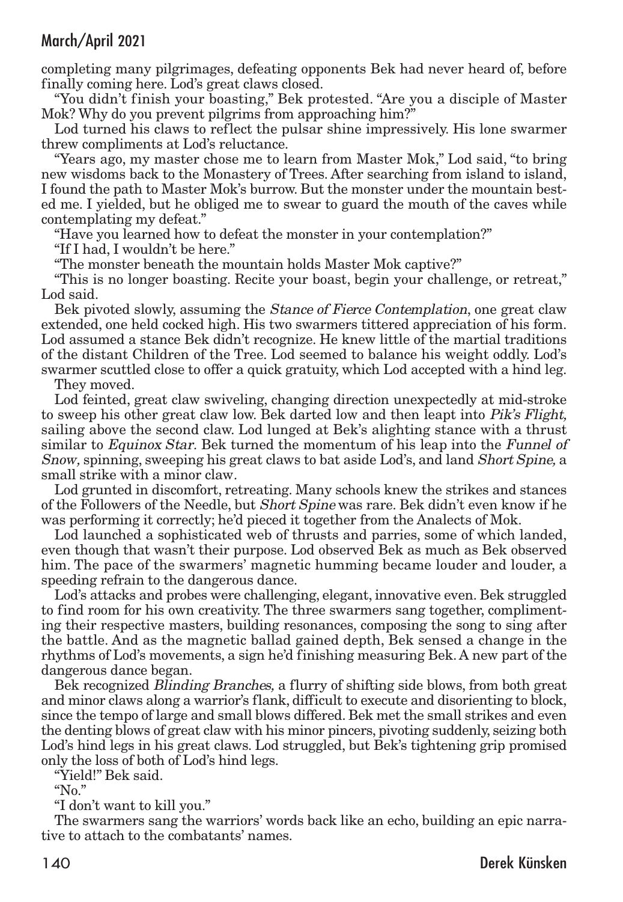completing many pilgrimages, defeating opponents Bek had never heard of, before finally coming here. Lod's great claws closed.

"You didn't finish your boasting," Bek protested. "Are you a disciple of Master Mok? Why do you prevent pilgrims from approaching him?"

Lod turned his claws to reflect the pulsar shine impressively. His lone swarmer threw compliments at Lod's reluctance.

"Years ago, my master chose me to learn from Master Mok," Lod said, "to bring new wisdoms back to the Monastery of Trees. After searching from island to island, I found the path to Master Mok's burrow. But the monster under the mountain bested me. I yielded, but he obliged me to swear to guard the mouth of the caves while contemplating my defeat."

"Have you learned how to defeat the monster in your contemplation?"

"If I had, I wouldn't be here."

"The monster beneath the mountain holds Master Mok captive?"

"This is no longer boasting. Recite your boast, begin your challenge, or retreat," Lod said.

Bek pivoted slowly, assuming the *Stance of Fierce Contemplation*, one great claw extended, one held cocked high. His two swarmers tittered appreciation of his form. Lod assumed a stance Bek didn't recognize. He knew little of the martial traditions of the distant Children of the Tree. Lod seemed to balance his weight oddly. Lod's swarmer scuttled close to offer a quick gratuity, which Lod accepted with a hind leg.

They moved.

Lod feinted, great claw swiveling, changing direction unexpectedly at mid-stroke to sweep his other great claw low. Bek darted low and then leapt into *Pik's Flight,* sailing above the second claw. Lod lunged at Bek's alighting stance with a thrust similar to *Equinox Star.* Bek turned the momentum of his leap into the *Funnel of Snow,* spinning, sweeping his great claws to bat aside Lod's, and land *Short Spine,* a small strike with a minor claw.

Lod grunted in discomfort, retreating. Many schools knew the strikes and stances of the Followers of the Needle, but *Short Spine* was rare. Bek didn't even know if he was performing it correctly; he'd pieced it together from the Analects of Mok.

Lod launched a sophisticated web of thrusts and parries, some of which landed, even though that wasn't their purpose. Lod observed Bek as much as Bek observed him. The pace of the swarmers' magnetic humming became louder and louder, a speeding refrain to the dangerous dance.

Lod's attacks and probes were challenging, elegant, innovative even. Bek struggled to find room for his own creativity. The three swarmers sang together, complimenting their respective masters, building resonances, composing the song to sing after the battle. And as the magnetic ballad gained depth, Bek sensed a change in the rhythms of Lod's movements, a sign he'd finishing measuring Bek. A new part of the dangerous dance began.

Bek recognized *Blinding Branches,* a flurry of shifting side blows, from both great and minor claws along a warrior's flank, difficult to execute and disorienting to block, since the tempo of large and small blows differed. Bek met the small strikes and even the denting blows of great claw with his minor pincers, pivoting suddenly, seizing both Lod's hind legs in his great claws. Lod struggled, but Bek's tightening grip promised only the loss of both of Lod's hind legs.

"Yield!" Bek said.

"No."

"I don't want to kill you."

The swarmers sang the warriors' words back like an echo, building an epic narrative to attach to the combatants' names.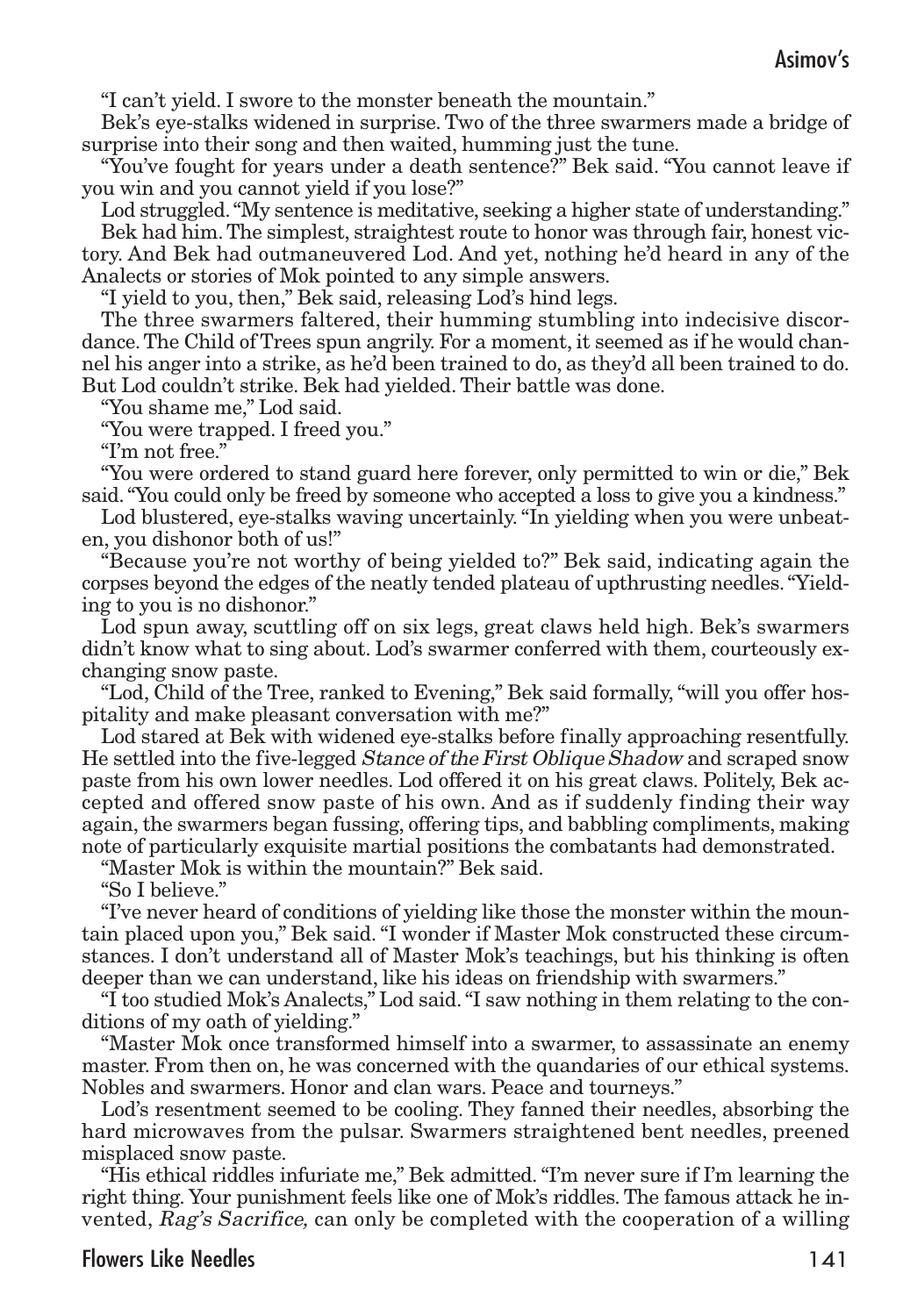"I can't yield. I swore to the monster beneath the mountain."

Bek's eye-stalks widened in surprise. Two of the three swarmers made a bridge of surprise into their song and then waited, humming just the tune.

"You've fought for years under a death sentence?" Bek said. "You cannot leave if you win and you cannot yield if you lose?"

Lod struggled. "My sentence is meditative, seeking a higher state of understanding."

Bek had him. The simplest, straightest route to honor was through fair, honest victory. And Bek had outmaneuvered Lod. And yet, nothing he'd heard in any of the Analects or stories of Mok pointed to any simple answers.

"I yield to you, then," Bek said, releasing Lod's hind legs.

The three swarmers faltered, their humming stumbling into indecisive discordance. The Child of Trees spun angrily. For a moment, it seemed as if he would channel his anger into a strike, as he'd been trained to do, as they'd all been trained to do. But Lod couldn't strike. Bek had yielded. Their battle was done.

"You shame me," Lod said.

"You were trapped. I freed you."

"I'm not free."

"You were ordered to stand guard here forever, only permitted to win or die," Bek said. "You could only be freed by someone who accepted a loss to give you a kindness."

Lod blustered, eye-stalks waving uncertainly. "In yielding when you were unbeaten, you dishonor both of us!"

"Because you're not worthy of being yielded to?" Bek said, indicating again the corpses beyond the edges of the neatly tended plateau of upthrusting needles. "Yielding to you is no dishonor."

Lod spun away, scuttling off on six legs, great claws held high. Bek's swarmers didn't know what to sing about. Lod's swarmer conferred with them, courteously exchanging snow paste.

"Lod, Child of the Tree, ranked to Evening," Bek said formally, "will you offer hospitality and make pleasant conversation with me?"

Lod stared at Bek with widened eye-stalks before finally approaching resentfully. He settled into the five-legged *Stance of the First Oblique Shadow* and scraped snow paste from his own lower needles. Lod offered it on his great claws. Politely, Bek accepted and offered snow paste of his own. And as if suddenly finding their way again, the swarmers began fussing, offering tips, and babbling compliments, making note of particularly exquisite martial positions the combatants had demonstrated.

"Master Mok is within the mountain?" Bek said.

"So I believe."

"I've never heard of conditions of yielding like those the monster within the mountain placed upon you," Bek said. "I wonder if Master Mok constructed these circumstances. I don't understand all of Master Mok's teachings, but his thinking is often deeper than we can understand, like his ideas on friendship with swarmers."

"I too studied Mok's Analects," Lod said. "I saw nothing in them relating to the conditions of my oath of yielding."

"Master Mok once transformed himself into a swarmer, to assassinate an enemy master. From then on, he was concerned with the quandaries of our ethical systems. Nobles and swarmers. Honor and clan wars. Peace and tourneys."

Lod's resentment seemed to be cooling. They fanned their needles, absorbing the hard microwaves from the pulsar. Swarmers straightened bent needles, preened misplaced snow paste.

"His ethical riddles infuriate me," Bek admitted. "I'm never sure if I'm learning the right thing. Your punishment feels like one of Mok's riddles. The famous attack he invented, *Rag's Sacrifice,* can only be completed with the cooperation of a willing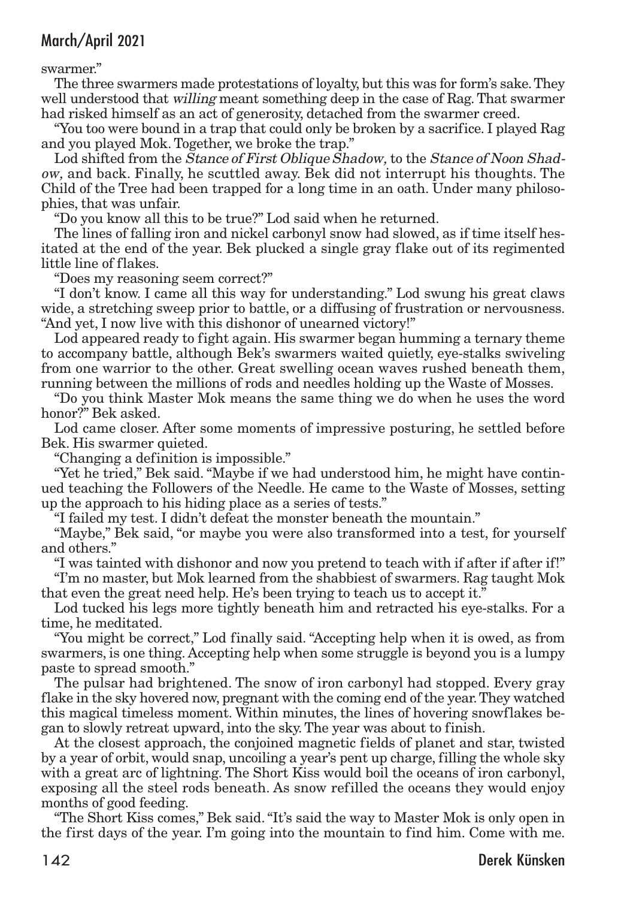swarmer."

The three swarmers made protestations of loyalty, but this was for form's sake. They well understood that *willing* meant something deep in the case of Rag. That swarmer had risked himself as an act of generosity, detached from the swarmer creed.

"You too were bound in a trap that could only be broken by a sacrifice. I played Rag and you played Mok. Together, we broke the trap."

Lod shifted from the *Stance of First Oblique Shadow,* to the *Stance of Noon Shadow,* and back. Finally, he scuttled away. Bek did not interrupt his thoughts. The Child of the Tree had been trapped for a long time in an oath. Under many philosophies, that was unfair.

"Do you know all this to be true?" Lod said when he returned.

The lines of falling iron and nickel carbonyl snow had slowed, as if time itself hesitated at the end of the year. Bek plucked a single gray flake out of its regimented little line of flakes.

"Does my reasoning seem correct?"

"I don't know. I came all this way for understanding." Lod swung his great claws wide, a stretching sweep prior to battle, or a diffusing of frustration or nervousness. "And yet, I now live with this dishonor of unearned victory!"

Lod appeared ready to fight again. His swarmer began humming a ternary theme to accompany battle, although Bek's swarmers waited quietly, eye-stalks swiveling from one warrior to the other. Great swelling ocean waves rushed beneath them, running between the millions of rods and needles holding up the Waste of Mosses.

"Do you think Master Mok means the same thing we do when he uses the word honor?" Bek asked.

Lod came closer. After some moments of impressive posturing, he settled before Bek. His swarmer quieted.

"Changing a definition is impossible."

"Yet he tried," Bek said. "Maybe if we had understood him, he might have continued teaching the Followers of the Needle. He came to the Waste of Mosses, setting up the approach to his hiding place as a series of tests."

"I failed my test. I didn't defeat the monster beneath the mountain."

"Maybe," Bek said, "or maybe you were also transformed into a test, for yourself and others."

"I was tainted with dishonor and now you pretend to teach with if after if after if!"

"I'm no master, but Mok learned from the shabbiest of swarmers. Rag taught Mok that even the great need help. He's been trying to teach us to accept it."

Lod tucked his legs more tightly beneath him and retracted his eye-stalks. For a time, he meditated.

"You might be correct," Lod finally said. "Accepting help when it is owed, as from swarmers, is one thing. Accepting help when some struggle is beyond you is a lumpy paste to spread smooth."

The pulsar had brightened. The snow of iron carbonyl had stopped. Every gray flake in the sky hovered now, pregnant with the coming end of the year. They watched this magical timeless moment. Within minutes, the lines of hovering snowflakes began to slowly retreat upward, into the sky. The year was about to finish.

At the closest approach, the conjoined magnetic fields of planet and star, twisted by a year of orbit, would snap, uncoiling a year's pent up charge, filling the whole sky with a great arc of lightning. The Short Kiss would boil the oceans of iron carbonyl, exposing all the steel rods beneath. As snow refilled the oceans they would enjoy months of good feeding.

"The Short Kiss comes," Bek said. "It's said the way to Master Mok is only open in the first days of the year. I'm going into the mountain to find him. Come with me.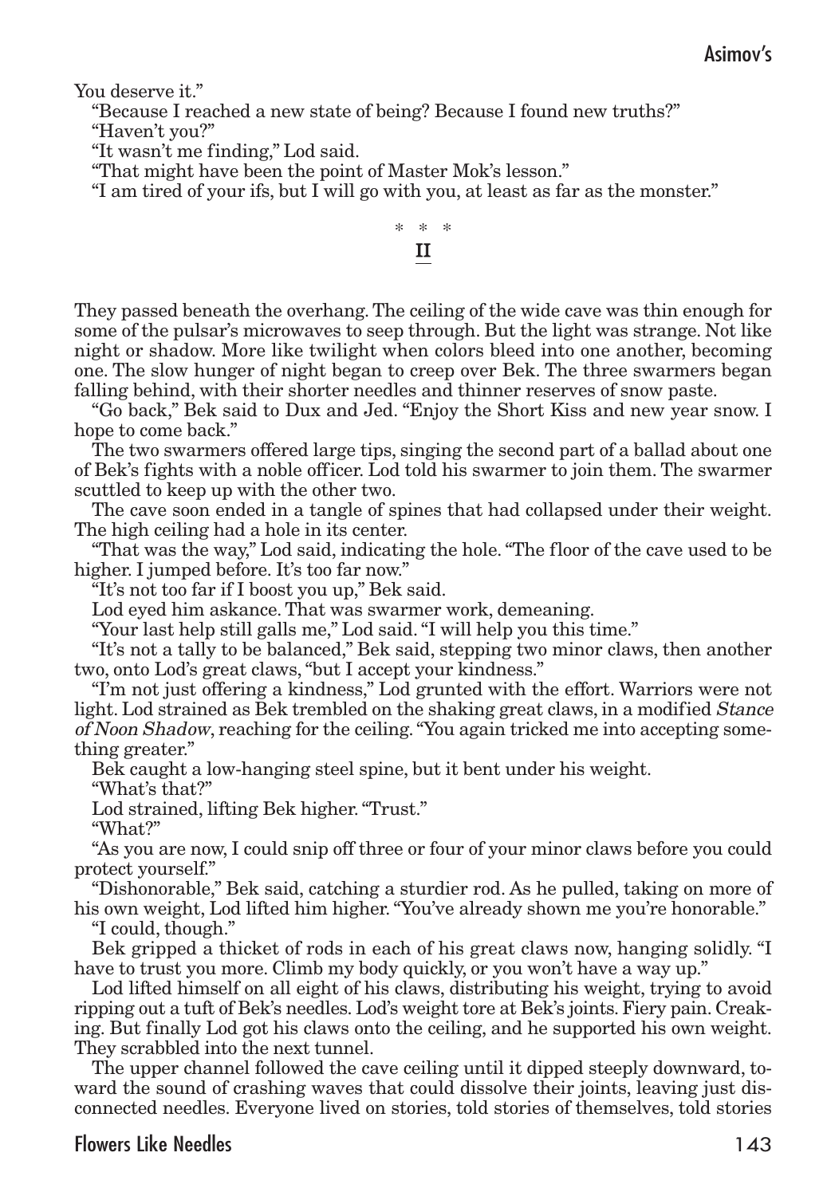You deserve it."

"Because I reached a new state of being? Because I found new truths?"

"Haven't you?"

"It wasn't me finding," Lod said.

"That might have been the point of Master Mok's lesson."

"I am tired of your ifs, but I will go with you, at least as far as the monster."

\* \* \*

## II

They passed beneath the overhang. The ceiling of the wide cave was thin enough for some of the pulsar's microwaves to seep through. But the light was strange. Not like night or shadow. More like twilight when colors bleed into one another, becoming one. The slow hunger of night began to creep over Bek. The three swarmers began falling behind, with their shorter needles and thinner reserves of snow paste.

"Go back," Bek said to Dux and Jed. "Enjoy the Short Kiss and new year snow. I hope to come back."

The two swarmers offered large tips, singing the second part of a ballad about one of Bek's fights with a noble officer. Lod told his swarmer to join them. The swarmer scuttled to keep up with the other two.

The cave soon ended in a tangle of spines that had collapsed under their weight. The high ceiling had a hole in its center.

"That was the way," Lod said, indicating the hole. "The floor of the cave used to be higher. I jumped before. It's too far now."

"It's not too far if I boost you up," Bek said.

Lod eyed him askance. That was swarmer work, demeaning.

"Your last help still galls me," Lod said. "I will help you this time."

"It's not a tally to be balanced," Bek said, stepping two minor claws, then another two, onto Lod's great claws, "but I accept your kindness."

"I'm not just offering a kindness," Lod grunted with the effort. Warriors were not light. Lod strained as Bek trembled on the shaking great claws, in a modified *Stance of Noon Shadow*, reaching for the ceiling. "You again tricked me into accepting something greater."

Bek caught a low-hanging steel spine, but it bent under his weight.

"What's that?"

Lod strained, lifting Bek higher. "Trust."

"What?"

"As you are now, I could snip off three or four of your minor claws before you could protect yourself."

"Dishonorable," Bek said, catching a sturdier rod. As he pulled, taking on more of his own weight, Lod lifted him higher. "You've already shown me you're honorable."

"I could, though."

Bek gripped a thicket of rods in each of his great claws now, hanging solidly. "I have to trust you more. Climb my body quickly, or you won't have a way up."

Lod lifted himself on all eight of his claws, distributing his weight, trying to avoid ripping out a tuft of Bek's needles. Lod's weight tore at Bek's joints. Fiery pain. Creaking. But finally Lod got his claws onto the ceiling, and he supported his own weight. They scrabbled into the next tunnel.

The upper channel followed the cave ceiling until it dipped steeply downward, toward the sound of crashing waves that could dissolve their joints, leaving just disconnected needles. Everyone lived on stories, told stories of themselves, told stories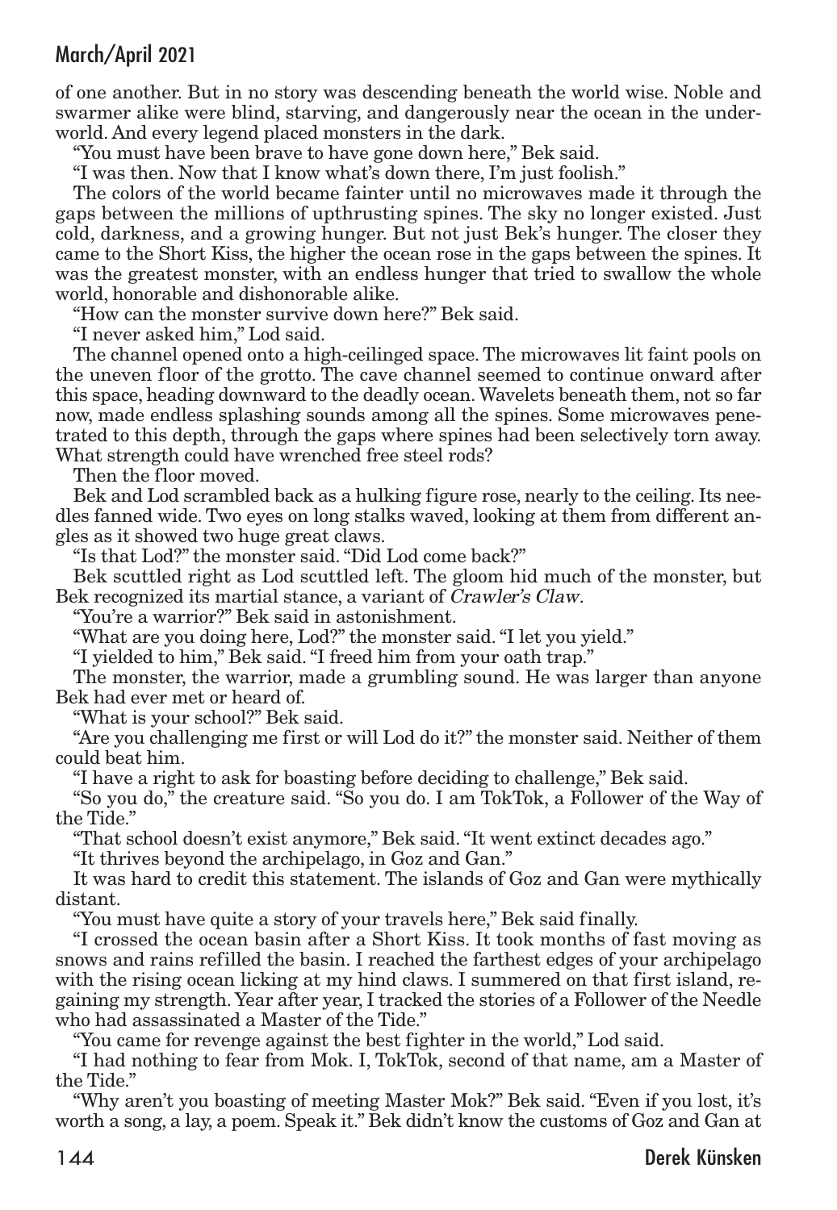of one another. But in no story was descending beneath the world wise. Noble and swarmer alike were blind, starving, and dangerously near the ocean in the underworld. And every legend placed monsters in the dark.

"You must have been brave to have gone down here," Bek said.

"I was then. Now that I know what's down there, I'm just foolish."

The colors of the world became fainter until no microwaves made it through the gaps between the millions of upthrusting spines. The sky no longer existed. Just cold, darkness, and a growing hunger. But not just Bek's hunger. The closer they came to the Short Kiss, the higher the ocean rose in the gaps between the spines. It was the greatest monster, with an endless hunger that tried to swallow the whole world, honorable and dishonorable alike.

"How can the monster survive down here?" Bek said.

"I never asked him," Lod said.

The channel opened onto a high-ceilinged space. The microwaves lit faint pools on the uneven floor of the grotto. The cave channel seemed to continue onward after this space, heading downward to the deadly ocean. Wavelets beneath them, not so far now, made endless splashing sounds among all the spines. Some microwaves penetrated to this depth, through the gaps where spines had been selectively torn away. What strength could have wrenched free steel rods?

Then the floor moved.

Bek and Lod scrambled back as a hulking figure rose, nearly to the ceiling. Its needles fanned wide. Two eyes on long stalks waved, looking at them from different angles as it showed two huge great claws.

"Is that Lod?" the monster said. "Did Lod come back?"

Bek scuttled right as Lod scuttled left. The gloom hid much of the monster, but Bek recognized its martial stance, a variant of *Crawler's Claw.*

"You're a warrior?" Bek said in astonishment.

"What are you doing here, Lod?" the monster said. "I let you yield."

"I yielded to him," Bek said. "I freed him from your oath trap."

The monster, the warrior, made a grumbling sound. He was larger than anyone Bek had ever met or heard of.

"What is your school?" Bek said.

"Are you challenging me first or will Lod do it?" the monster said. Neither of them could beat him.

"I have a right to ask for boasting before deciding to challenge," Bek said.

"So you do," the creature said. "So you do. I am TokTok, a Follower of the Way of the Tide."

"That school doesn't exist anymore," Bek said. "It went extinct decades ago."

"It thrives beyond the archipelago, in Goz and Gan."

It was hard to credit this statement. The islands of Goz and Gan were mythically distant.

"You must have quite a story of your travels here," Bek said finally.

"I crossed the ocean basin after a Short Kiss. It took months of fast moving as snows and rains refilled the basin. I reached the farthest edges of your archipelago with the rising ocean licking at my hind claws. I summered on that first island, regaining my strength. Year after year, I tracked the stories of a Follower of the Needle who had assassinated a Master of the Tide."

"You came for revenge against the best fighter in the world," Lod said.

"I had nothing to fear from Mok. I, TokTok, second of that name, am a Master of the Tide."

"Why aren't you boasting of meeting Master Mok?" Bek said. "Even if you lost, it's worth a song, a lay, a poem. Speak it." Bek didn't know the customs of Goz and Gan at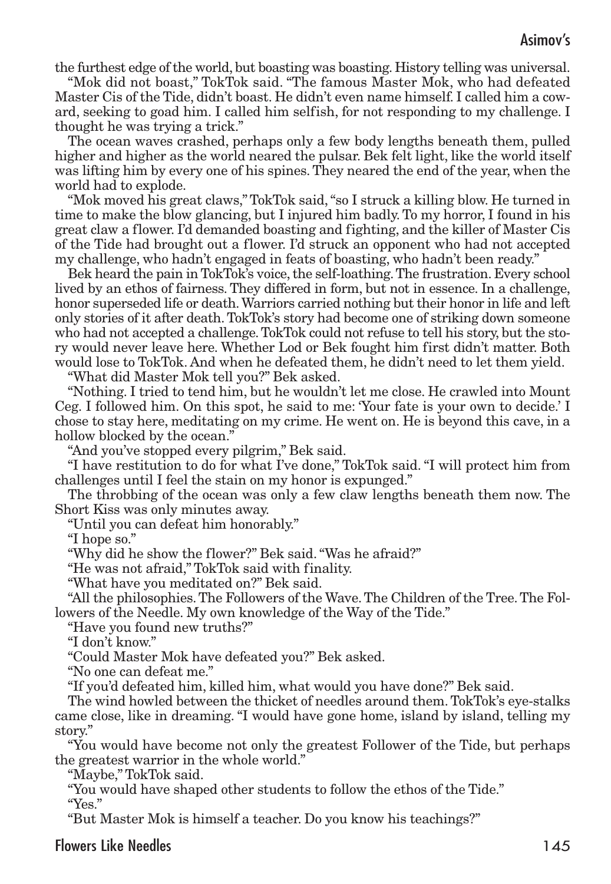the furthest edge of the world, but boasting was boasting. History telling was universal.

"Mok did not boast," TokTok said. "The famous Master Mok, who had defeated Master Cis of the Tide, didn't boast. He didn't even name himself. I called him a coward, seeking to goad him. I called him selfish, for not responding to my challenge. I thought he was trying a trick."

The ocean waves crashed, perhaps only a few body lengths beneath them, pulled higher and higher as the world neared the pulsar. Bek felt light, like the world itself was lifting him by every one of his spines. They neared the end of the year, when the world had to explode.

"Mok moved his great claws," TokTok said, "so I struck a killing blow. He turned in time to make the blow glancing, but I injured him badly. To my horror, I found in his great claw a flower. I'd demanded boasting and fighting, and the killer of Master Cis of the Tide had brought out a flower. I'd struck an opponent who had not accepted my challenge, who hadn't engaged in feats of boasting, who hadn't been ready."

Bek heard the pain in TokTok's voice, the self-loathing. The frustration. Every school lived by an ethos of fairness. They differed in form, but not in essence. In a challenge, honor superseded life or death. Warriors carried nothing but their honor in life and left only stories of it after death. TokTok's story had become one of striking down someone who had not accepted a challenge. TokTok could not refuse to tell his story, but the story would never leave here. Whether Lod or Bek fought him first didn't matter. Both would lose to TokTok. And when he defeated them, he didn't need to let them yield.

"What did Master Mok tell you?" Bek asked.

"Nothing. I tried to tend him, but he wouldn't let me close. He crawled into Mount Ceg. I followed him. On this spot, he said to me: 'Your fate is your own to decide.' I chose to stay here, meditating on my crime. He went on. He is beyond this cave, in a hollow blocked by the ocean."

"And you've stopped every pilgrim," Bek said.

"I have restitution to do for what I've done," TokTok said. "I will protect him from challenges until I feel the stain on my honor is expunged."

The throbbing of the ocean was only a few claw lengths beneath them now. The Short Kiss was only minutes away.

"Until you can defeat him honorably."

"I hope so."

"Why did he show the flower?" Bek said. "Was he afraid?"

"He was not afraid," TokTok said with finality.

"What have you meditated on?" Bek said.

"All the philosophies. The Followers of the Wave. The Children of the Tree. The Followers of the Needle. My own knowledge of the Way of the Tide."

"Have you found new truths?"

"I don't know."

"Could Master Mok have defeated you?" Bek asked.

"No one can defeat me."

"If you'd defeated him, killed him, what would you have done?" Bek said.

The wind howled between the thicket of needles around them. TokTok's eye-stalks came close, like in dreaming. "I would have gone home, island by island, telling my story."

"You would have become not only the greatest Follower of the Tide, but perhaps the greatest warrior in the whole world."

"Maybe," TokTok said.

"You would have shaped other students to follow the ethos of the Tide."

"Yes."

"But Master Mok is himself a teacher. Do you know his teachings?"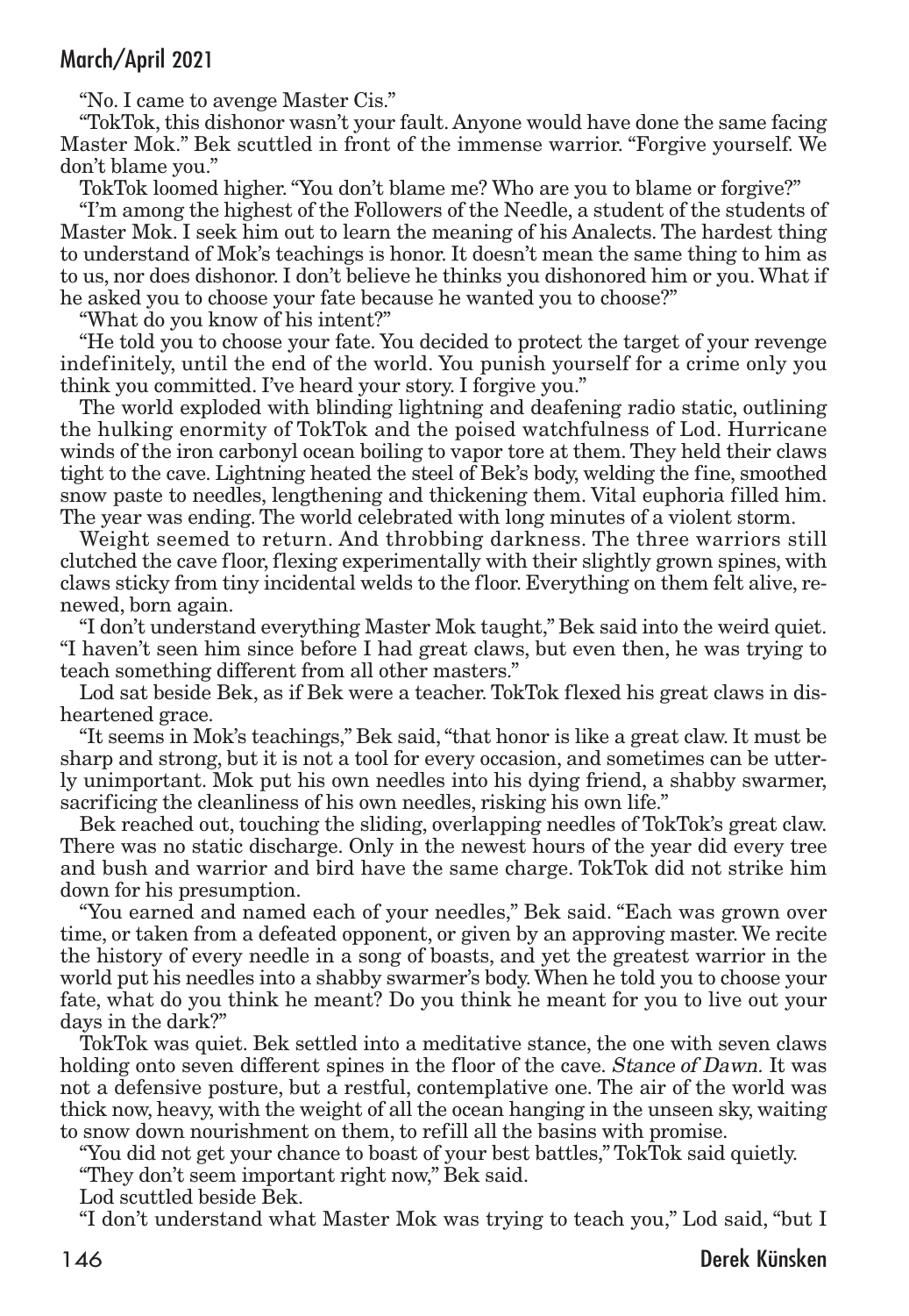"No. I came to avenge Master Cis."

"TokTok, this dishonor wasn't your fault. Anyone would have done the same facing Master Mok." Bek scuttled in front of the immense warrior. "Forgive yourself. We don't blame you."

TokTok loomed higher. "You don't blame me? Who are you to blame or forgive?"

"I'm among the highest of the Followers of the Needle, a student of the students of Master Mok. I seek him out to learn the meaning of his Analects. The hardest thing to understand of Mok's teachings is honor. It doesn't mean the same thing to him as to us, nor does dishonor. I don't believe he thinks you dishonored him or you. What if he asked you to choose your fate because he wanted you to choose?"

"What do you know of his intent?"

"He told you to choose your fate. You decided to protect the target of your revenge indefinitely, until the end of the world. You punish yourself for a crime only you think you committed. I've heard your story. I forgive you."

The world exploded with blinding lightning and deafening radio static, outlining the hulking enormity of TokTok and the poised watchfulness of Lod. Hurricane winds of the iron carbonyl ocean boiling to vapor tore at them. They held their claws tight to the cave. Lightning heated the steel of Bek's body, welding the fine, smoothed snow paste to needles, lengthening and thickening them. Vital euphoria filled him. The year was ending. The world celebrated with long minutes of a violent storm.

Weight seemed to return. And throbbing darkness. The three warriors still clutched the cave floor, flexing experimentally with their slightly grown spines, with claws sticky from tiny incidental welds to the floor. Everything on them felt alive, renewed, born again.

"I don't understand everything Master Mok taught," Bek said into the weird quiet. "I haven't seen him since before I had great claws, but even then, he was trying to teach something different from all other masters."

Lod sat beside Bek, as if Bek were a teacher. TokTok flexed his great claws in disheartened grace.

"It seems in Mok's teachings," Bek said, "that honor is like a great claw. It must be sharp and strong, but it is not a tool for every occasion, and sometimes can be utterly unimportant. Mok put his own needles into his dying friend, a shabby swarmer, sacrificing the cleanliness of his own needles, risking his own life."

Bek reached out, touching the sliding, overlapping needles of TokTok's great claw. There was no static discharge. Only in the newest hours of the year did every tree and bush and warrior and bird have the same charge. TokTok did not strike him down for his presumption.

"You earned and named each of your needles," Bek said. "Each was grown over time, or taken from a defeated opponent, or given by an approving master. We recite the history of every needle in a song of boasts, and yet the greatest warrior in the world put his needles into a shabby swarmer's body. When he told you to choose your fate, what do you think he meant? Do you think he meant for you to live out your days in the dark?"

TokTok was quiet. Bek settled into a meditative stance, the one with seven claws holding onto seven different spines in the floor of the cave. *Stance of Dawn.* It was not a defensive posture, but a restful, contemplative one. The air of the world was thick now, heavy, with the weight of all the ocean hanging in the unseen sky, waiting to snow down nourishment on them, to refill all the basins with promise.

"You did not get your chance to boast of your best battles," TokTok said quietly.

"They don't seem important right now," Bek said.

Lod scuttled beside Bek.

"I don't understand what Master Mok was trying to teach you," Lod said, "but I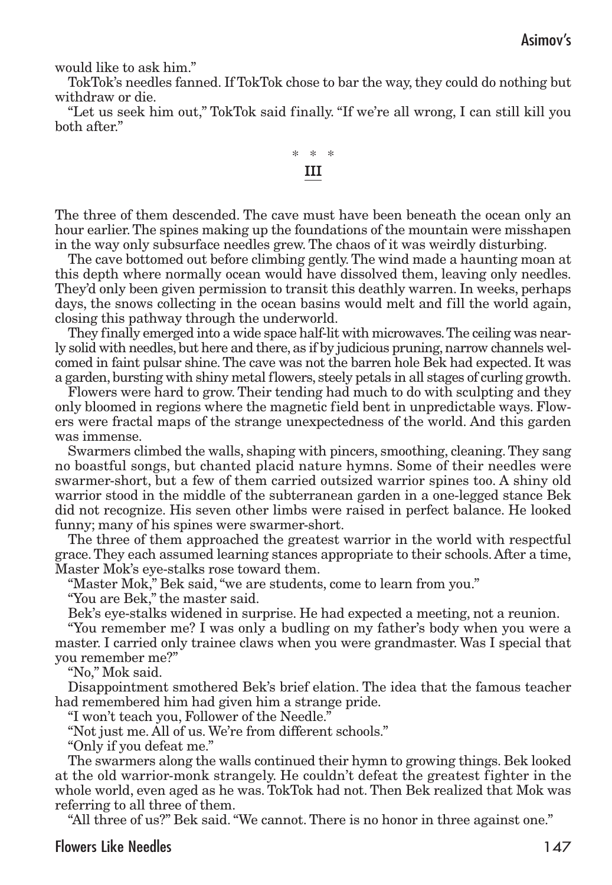would like to ask him."

TokTok's needles fanned. If TokTok chose to bar the way, they could do nothing but withdraw or die.

"Let us seek him out," TokTok said finally. "If we're all wrong, I can still kill you both after."

\* \* \*

## III

The three of them descended. The cave must have been beneath the ocean only an hour earlier. The spines making up the foundations of the mountain were misshapen in the way only subsurface needles grew. The chaos of it was weirdly disturbing.

The cave bottomed out before climbing gently. The wind made a haunting moan at this depth where normally ocean would have dissolved them, leaving only needles. They'd only been given permission to transit this deathly warren. In weeks, perhaps days, the snows collecting in the ocean basins would melt and fill the world again, closing this pathway through the underworld.

They finally emerged into a wide space half-lit with microwaves. The ceiling was nearly solid with needles, but here and there, as if by judicious pruning, narrow channels welcomed in faint pulsar shine. The cave was not the barren hole Bek had expected. It was a garden, bursting with shiny metal flowers, steely petals in all stages of curling growth.

Flowers were hard to grow. Their tending had much to do with sculpting and they only bloomed in regions where the magnetic field bent in unpredictable ways. Flowers were fractal maps of the strange unexpectedness of the world. And this garden was immense.

Swarmers climbed the walls, shaping with pincers, smoothing, cleaning. They sang no boastful songs, but chanted placid nature hymns. Some of their needles were swarmer-short, but a few of them carried outsized warrior spines too. A shiny old warrior stood in the middle of the subterranean garden in a one-legged stance Bek did not recognize. His seven other limbs were raised in perfect balance. He looked funny; many of his spines were swarmer-short.

The three of them approached the greatest warrior in the world with respectful grace. They each assumed learning stances appropriate to their schools. After a time, Master Mok's eye-stalks rose toward them.

"Master Mok," Bek said, "we are students, come to learn from you."

"You are Bek," the master said.

Bek's eye-stalks widened in surprise. He had expected a meeting, not a reunion.

"You remember me? I was only a budling on my father's body when you were a master. I carried only trainee claws when you were grandmaster. Was I special that you remember me?"

"No," Mok said.

Disappointment smothered Bek's brief elation. The idea that the famous teacher had remembered him had given him a strange pride.

"I won't teach you, Follower of the Needle."

"Not just me. All of us. We're from different schools."

"Only if you defeat me."

The swarmers along the walls continued their hymn to growing things. Bek looked at the old warrior-monk strangely. He couldn't defeat the greatest fighter in the whole world, even aged as he was. TokTok had not. Then Bek realized that Mok was referring to all three of them.

"All three of us?" Bek said. "We cannot. There is no honor in three against one."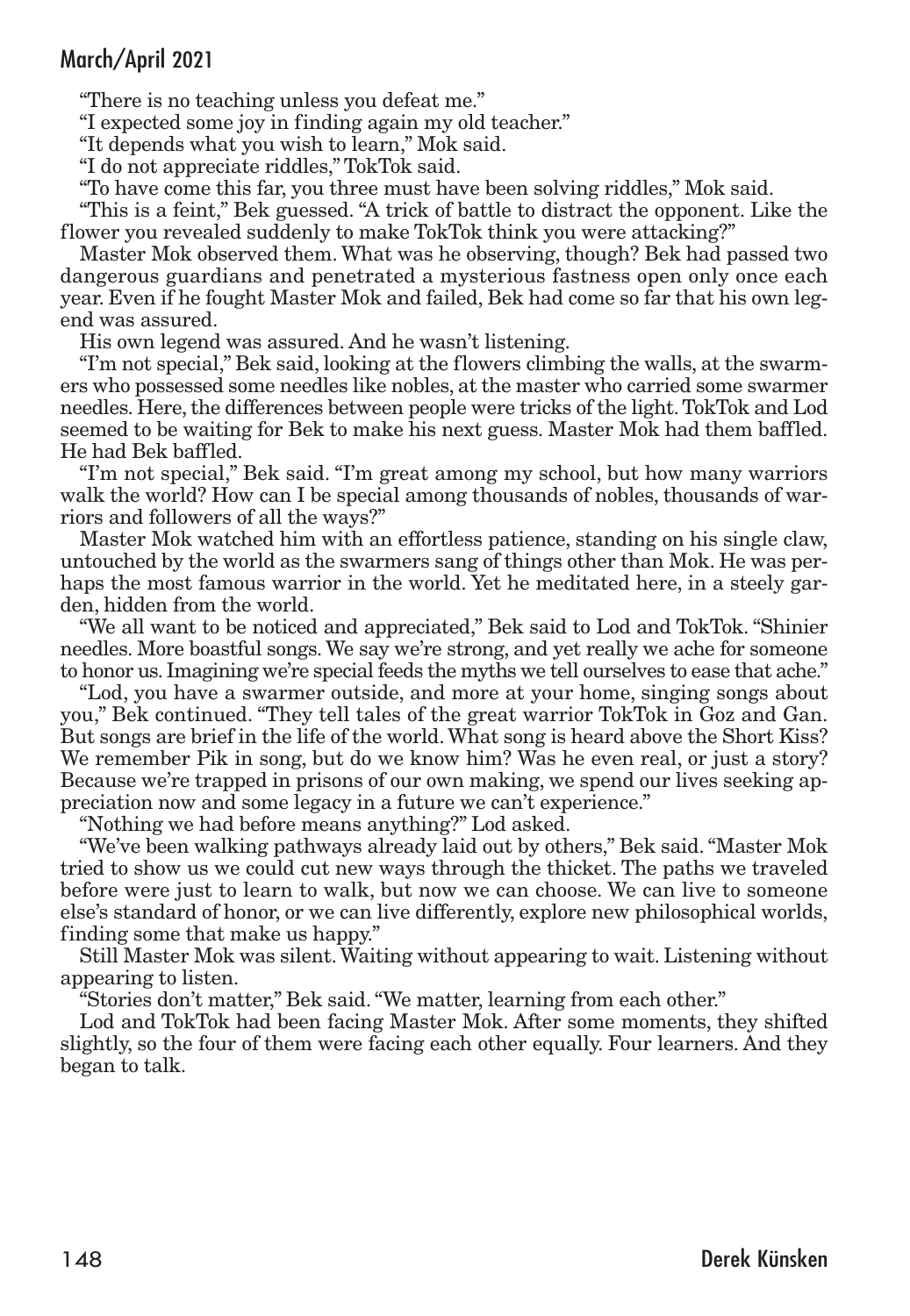"There is no teaching unless you defeat me."

"I expected some joy in finding again my old teacher."

"It depends what you wish to learn," Mok said.

"I do not appreciate riddles," TokTok said.

"To have come this far, you three must have been solving riddles," Mok said.

"This is a feint," Bek guessed. "A trick of battle to distract the opponent. Like the flower you revealed suddenly to make TokTok think you were attacking?"

Master Mok observed them. What was he observing, though? Bek had passed two dangerous guardians and penetrated a mysterious fastness open only once each year. Even if he fought Master Mok and failed, Bek had come so far that his own legend was assured.

His own legend was assured. And he wasn't listening.

"I'm not special," Bek said, looking at the flowers climbing the walls, at the swarmers who possessed some needles like nobles, at the master who carried some swarmer needles. Here, the differences between people were tricks of the light. TokTok and Lod seemed to be waiting for Bek to make his next guess. Master Mok had them baffled. He had Bek baffled.

"I'm not special," Bek said. "I'm great among my school, but how many warriors walk the world? How can I be special among thousands of nobles, thousands of warriors and followers of all the ways?"

Master Mok watched him with an effortless patience, standing on his single claw, untouched by the world as the swarmers sang of things other than Mok. He was perhaps the most famous warrior in the world. Yet he meditated here, in a steely garden, hidden from the world.

"We all want to be noticed and appreciated," Bek said to Lod and TokTok. "Shinier needles. More boastful songs. We say we're strong, and yet really we ache for someone to honor us. Imagining we're special feeds the myths we tell ourselves to ease that ache."

"Lod, you have a swarmer outside, and more at your home, singing songs about you," Bek continued. "They tell tales of the great warrior TokTok in Goz and Gan. But songs are brief in the life of the world. What song is heard above the Short Kiss? We remember Pik in song, but do we know him? Was he even real, or just a story? Because we're trapped in prisons of our own making, we spend our lives seeking appreciation now and some legacy in a future we can't experience."

"Nothing we had before means anything?" Lod asked.

"We've been walking pathways already laid out by others," Bek said. "Master Mok tried to show us we could cut new ways through the thicket. The paths we traveled before were just to learn to walk, but now we can choose. We can live to someone else's standard of honor, or we can live differently, explore new philosophical worlds, finding some that make us happy."

Still Master Mok was silent. Waiting without appearing to wait. Listening without appearing to listen.

"Stories don't matter," Bek said. "We matter, learning from each other."

Lod and TokTok had been facing Master Mok. After some moments, they shifted slightly, so the four of them were facing each other equally. Four learners. And they began to talk.